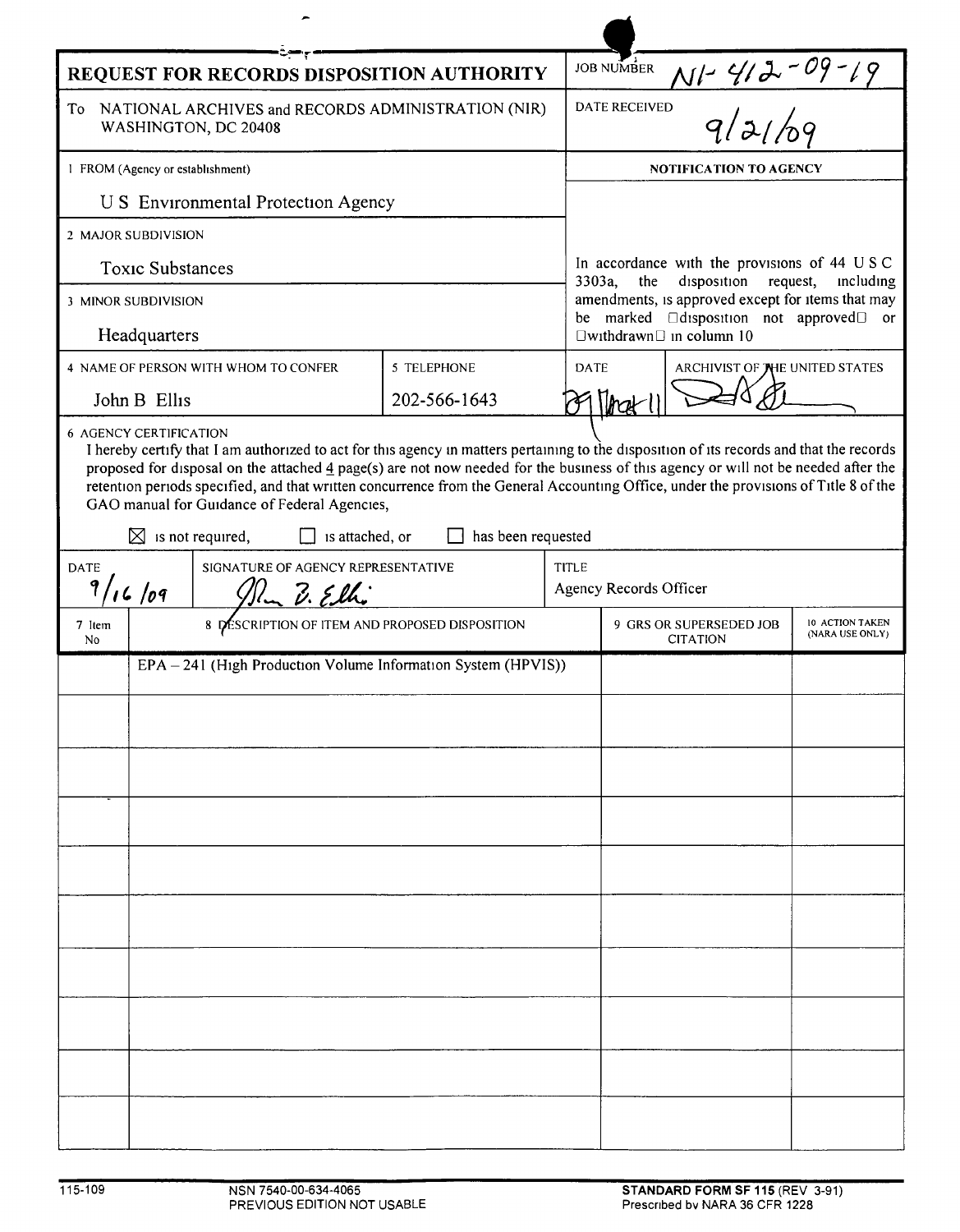# REQUEST FOR RECORDS DISPOSITION AUTHORITY

| | |
|---|---|
| JOB NUMBER | N1-412-09-19 |
| DATE RECEIVED | 9/21/09 |

To NATIONAL ARCHIVES and RECORDS ADMINISTRATION (NIR) WASHINGTON, DC 20408

1 FROM (Agency or establishment)

U S Environmental Protection Agency

2 MAJOR SUBDIVISION

Toxic Substances

3 MINOR SUBDIVISION

Headquarters

4 NAME OF PERSON WITH WHOM TO CONFER

John B Ellis

5 TELEPHONE

202-566-1643

**NOTIFICATION TO AGENCY**

In accordance with the provisions of 44 U S C 3303a, the disposition request, including amendments, is approved except for items that may be marked "disposition not approved" or "withdrawn" in column 10

DATE: 29 Mar 11

ARCHIVIST OF THE UNITED STATES: [signature]

6 AGENCY CERTIFICATION

I hereby certify that I am authorized to act for this agency in matters pertaining to the disposition of its records and that the records proposed for disposal on the attached 4 page(s) are not now needed for the business of this agency or will not be needed after the retention periods specified, and that written concurrence from the General Accounting Office, under the provisions of Title 8 of the GAO manual for Guidance of Federal Agencies,

☒ is not required, ☐ is attached, or ☐ has been requested

| DATE | SIGNATURE OF AGENCY REPRESENTATIVE | TITLE |
|---|---|---|
| 9/16/09 | John B. Ellis | Agency Records Officer |

| 7 Item No | 8 DESCRIPTION OF ITEM AND PROPOSED DISPOSITION | 9 GRS OR SUPERSEDED JOB CITATION | 10 ACTION TAKEN (NARA USE ONLY) |
|---|---|---|---|
| | EPA – 241 (High Production Volume Information System (HPVIS)) | | |

115-109 NSN 7540-00-634-4065 PREVIOUS EDITION NOT USABLE

STANDARD FORM SF 115 (REV 3-91) Prescribed by NARA 36 CFR 1228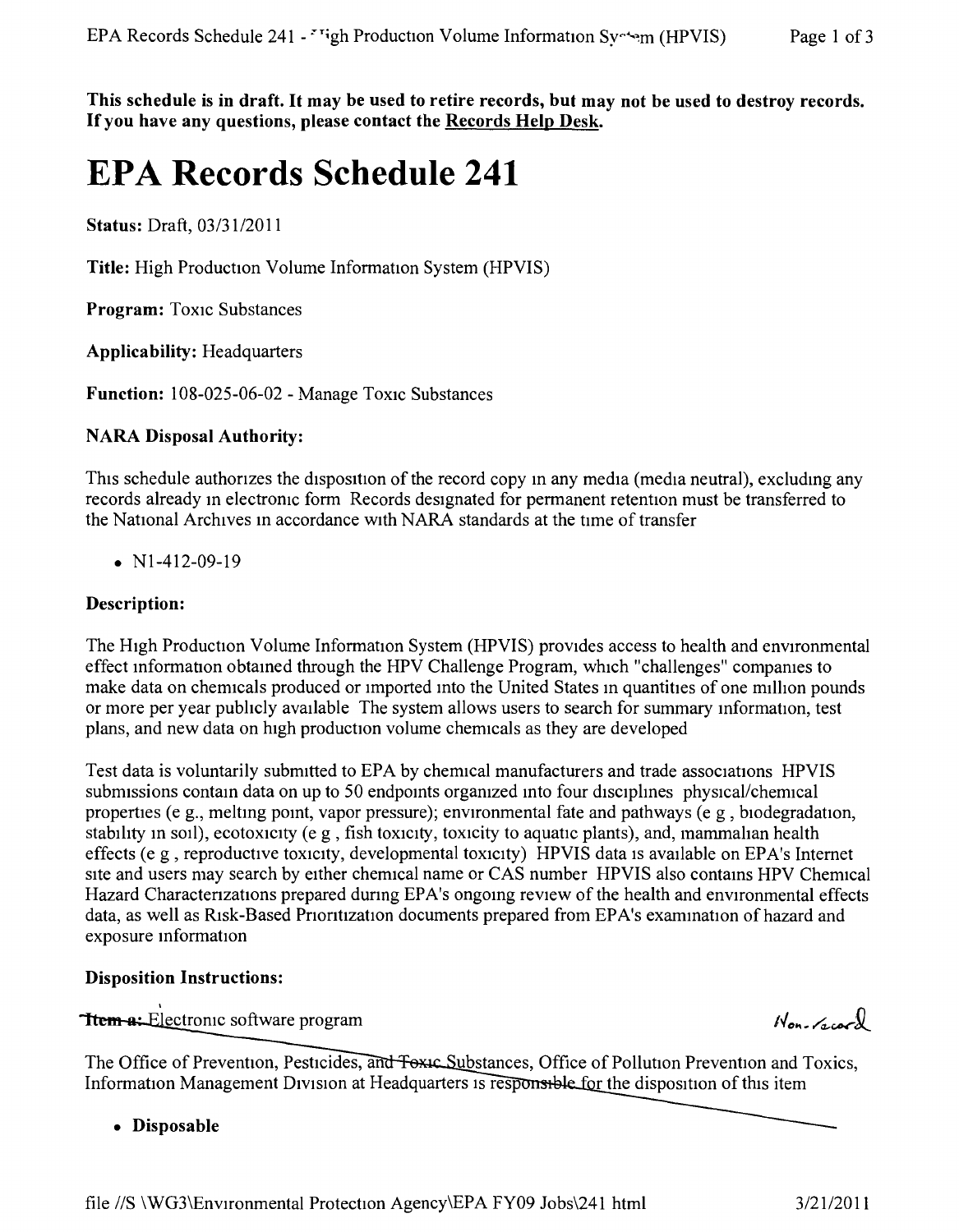**This schedule is in draft. It may be used to retire records, but may not be used to destroy records. If you have any questions, please contact the Records Help Desk.**

# EPA Records Schedule 241

**Status:** Draft, 03/31/2011

**Title:** High Production Volume Information System (HPVIS)

**Program:** Toxic Substances

**Applicability:** Headquarters

**Function:** 108-025-06-02 - Manage Toxic Substances

**NARA Disposal Authority:**

This schedule authorizes the disposition of the record copy in any media (media neutral), excluding any records already in electronic form Records designated for permanent retention must be transferred to the National Archives in accordance with NARA standards at the time of transfer

- N1-412-09-19

**Description:**

The High Production Volume Information System (HPVIS) provides access to health and environmental effect information obtained through the HPV Challenge Program, which "challenges" companies to make data on chemicals produced or imported into the United States in quantities of one million pounds or more per year publicly available The system allows users to search for summary information, test plans, and new data on high production volume chemicals as they are developed

Test data is voluntarily submitted to EPA by chemical manufacturers and trade associations HPVIS submissions contain data on up to 50 endpoints organized into four disciplines physical/chemical properties (e g., melting point, vapor pressure); environmental fate and pathways (e g , biodegradation, stability in soil), ecotoxicity (e g , fish toxicity, toxicity to aquatic plants), and, mammalian health effects (e g , reproductive toxicity, developmental toxicity) HPVIS data is available on EPA's Internet site and users may search by either chemical name or CAS number HPVIS also contains HPV Chemical Hazard Characterizations prepared during EPA's ongoing review of the health and environmental effects data, as well as Risk-Based Prioritization documents prepared from EPA's examination of hazard and exposure information

**Disposition Instructions:**

~~Item a:~~ Electronic software program — Non-record

The Office of Prevention, Pesticides, ~~and Toxic~~ Substances, Office of Pollution Prevention and Toxics, Information Management Division at Headquarters is ~~responsible for~~ the disposition of this item

- **Disposable**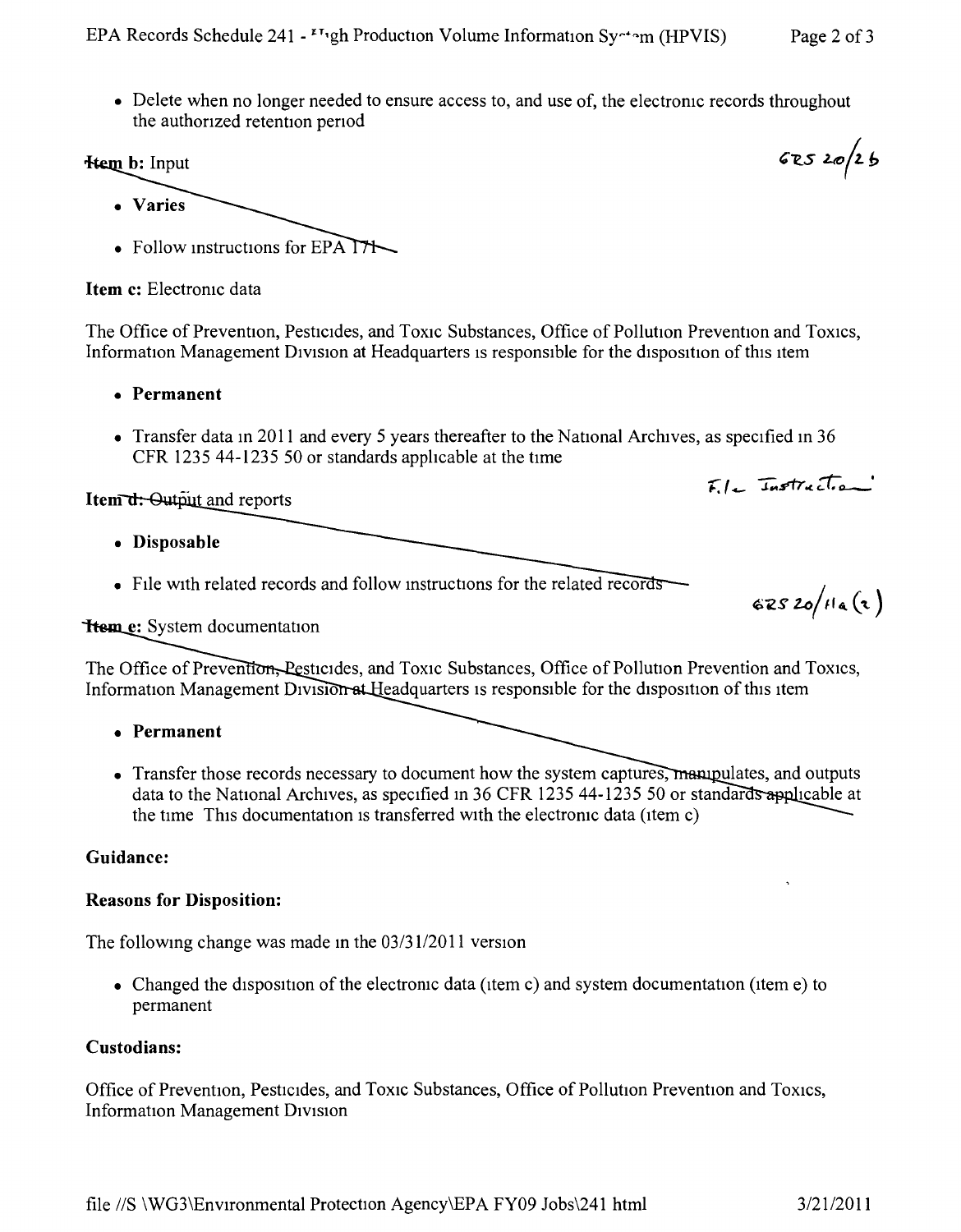- Delete when no longer needed to ensure access to, and use of, the electronic records throughout the authorized retention period

**Item b:** Input

GRS 20/2b

- **Varies**
- Follow instructions for EPA 171

**Item c:** Electronic data

The Office of Prevention, Pesticides, and Toxic Substances, Office of Pollution Prevention and Toxics, Information Management Division at Headquarters is responsible for the disposition of this item

- **Permanent**
- Transfer data in 2011 and every 5 years thereafter to the National Archives, as specified in 36 CFR 1235 44-1235 50 or standards applicable at the time

**Item d:** Output and reports

File Instruction

- **Disposable**
- File with related records and follow instructions for the related records

GRS 20/11a(2)

**Item e:** System documentation

The Office of Prevention, Pesticides, and Toxic Substances, Office of Pollution Prevention and Toxics, Information Management Division at Headquarters is responsible for the disposition of this item

- **Permanent**
- Transfer those records necessary to document how the system captures, manipulates, and outputs data to the National Archives, as specified in 36 CFR 1235 44-1235 50 or standards applicable at the time This documentation is transferred with the electronic data (item c)

**Guidance:**

**Reasons for Disposition:**

The following change was made in the 03/31/2011 version

- Changed the disposition of the electronic data (item c) and system documentation (item e) to permanent

**Custodians:**

Office of Prevention, Pesticides, and Toxic Substances, Office of Pollution Prevention and Toxics, Information Management Division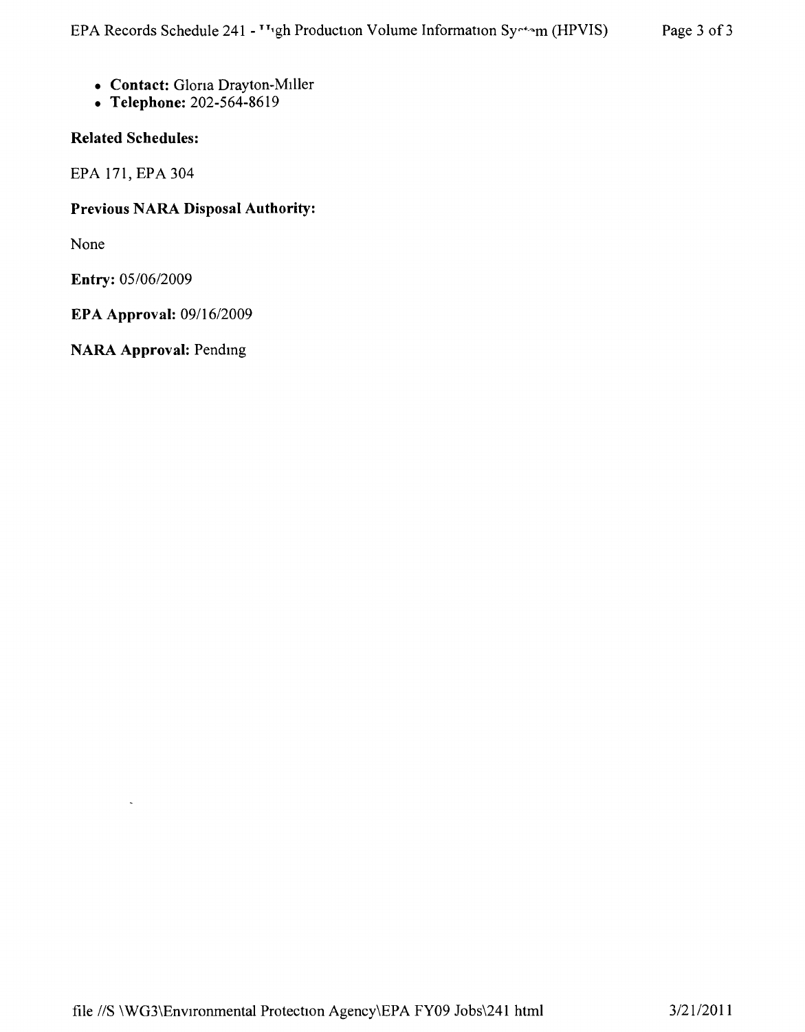- **Contact:** Gloria Drayton-Miller
- **Telephone:** 202-564-8619

**Related Schedules:**

EPA 171, EPA 304

**Previous NARA Disposal Authority:**

None

**Entry:** 05/06/2009

**EPA Approval:** 09/16/2009

**NARA Approval:** Pending